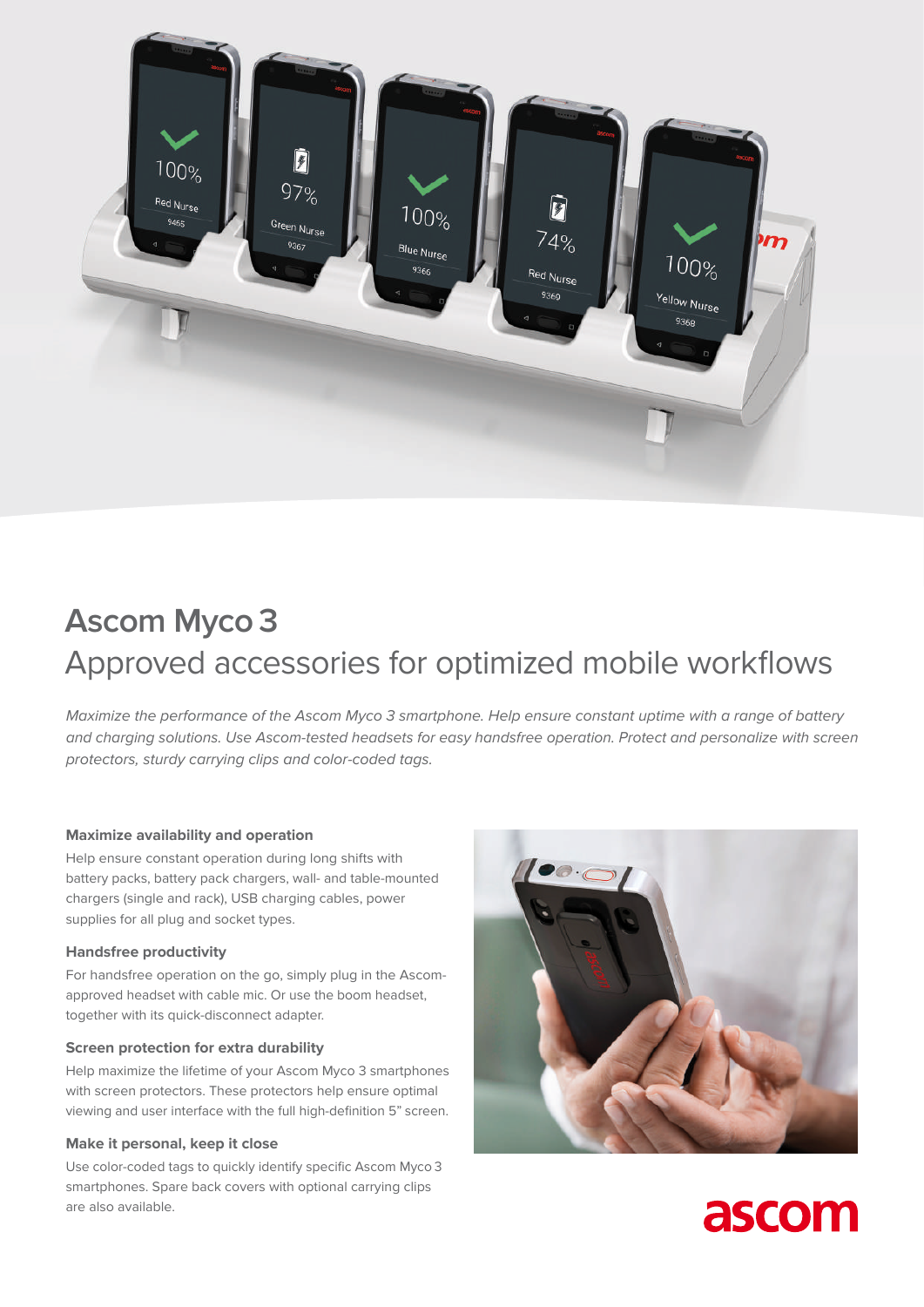# Ascom Myco 3

## Approved accessories for optimized mobile workflows

*Maximize the performance of the Ascom Myco 3 smartphone. Help ensure constant uptime with a range of battery and charging solutions. Use Ascom-tested headsets for easy handsfree operation. Protect and personalize with screen protectors, sturdy carrying clips and color-coded tags.*

### Maximize availability and operation

Help ensure constant operation during long shifts with battery packs, battery pack chargers, wall- and table-mounted chargers (single and rack), USB charging cables, power supplies for all plug and socket types.

### Handsfree productivity

For handsfree operation on the go, simply plug in the Ascom-approved headset with cable mic. Or use the boom headset, together with its quick-disconnect adapter.

### Screen protection for extra durability

Help maximize the lifetime of your Ascom Myco 3 smartphones with screen protectors. These protectors help ensure optimal viewing and user interface with the full high-definition 5" screen.

### Make it personal, keep it close

Use color-coded tags to quickly identify specific Ascom Myco 3 smartphones. Spare back covers with optional carrying clips are also available.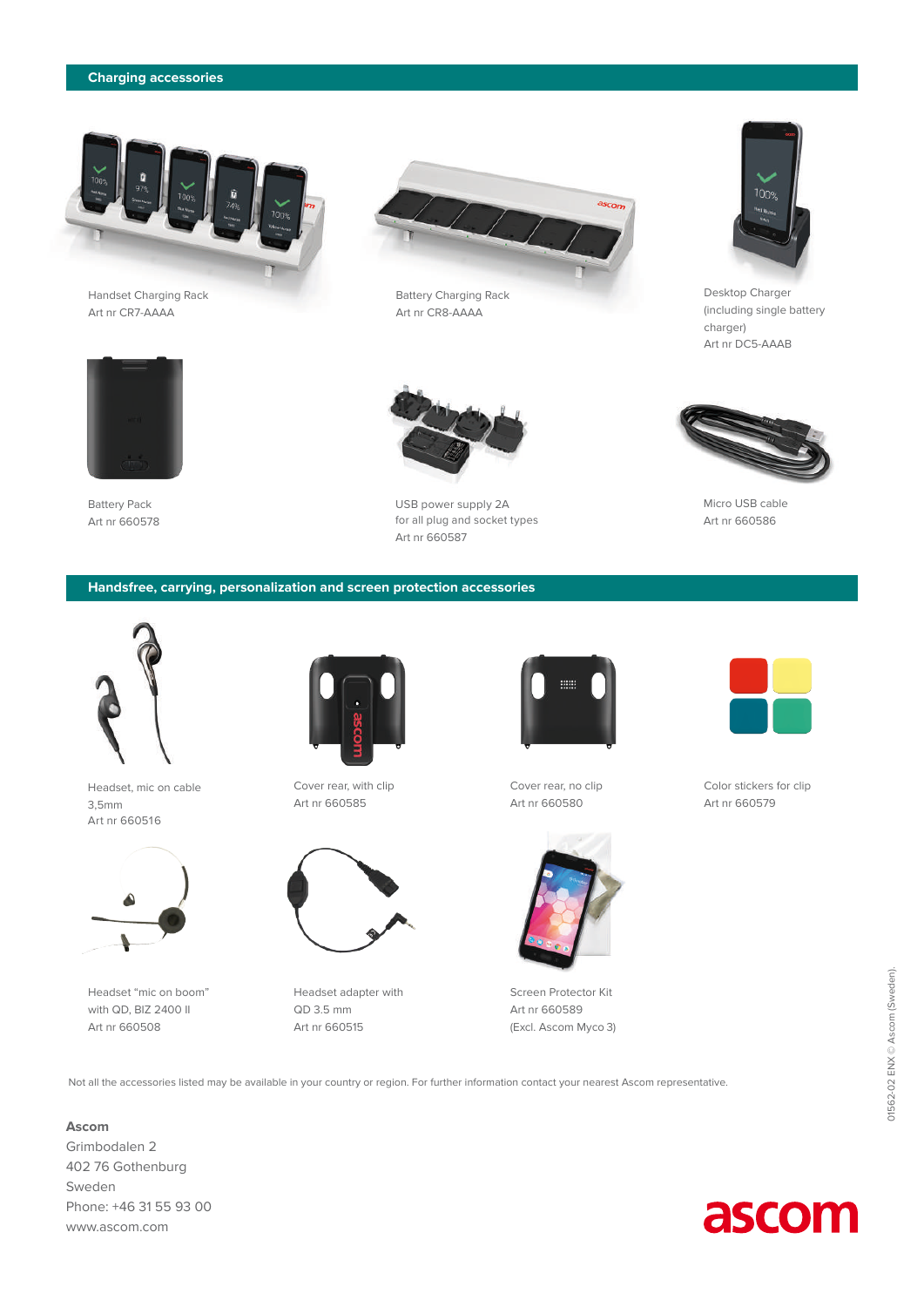## Charging accessories

Handset Charging Rack
Art nr CR7-AAAA

Battery Charging Rack
Art nr CR8-AAAA

Desktop Charger
(including single battery charger)
Art nr DC5-AAAB

Battery Pack
Art nr 660578

USB power supply 2A
for all plug and socket types
Art nr 660587

Micro USB cable
Art nr 660586

## Handsfree, carrying, personalization and screen protection accessories

Headset, mic on cable
3,5mm
Art nr 660516

Cover rear, with clip
Art nr 660585

Cover rear, no clip
Art nr 660580

Color stickers for clip
Art nr 660579

Headset "mic on boom"
with QD, BIZ 2400 II
Art nr 660508

Headset adapter with
QD 3.5 mm
Art nr 660515

Screen Protector Kit
Art nr 660589
(Excl. Ascom Myco 3)

Not all the accessories listed may be available in your country or region. For further information contact your nearest Ascom representative.

**Ascom**
Grimbodalen 2
402 76 Gothenburg
Sweden
Phone: +46 31 55 93 00
www.ascom.com

01562-02 ENX © Ascom (Sweden).